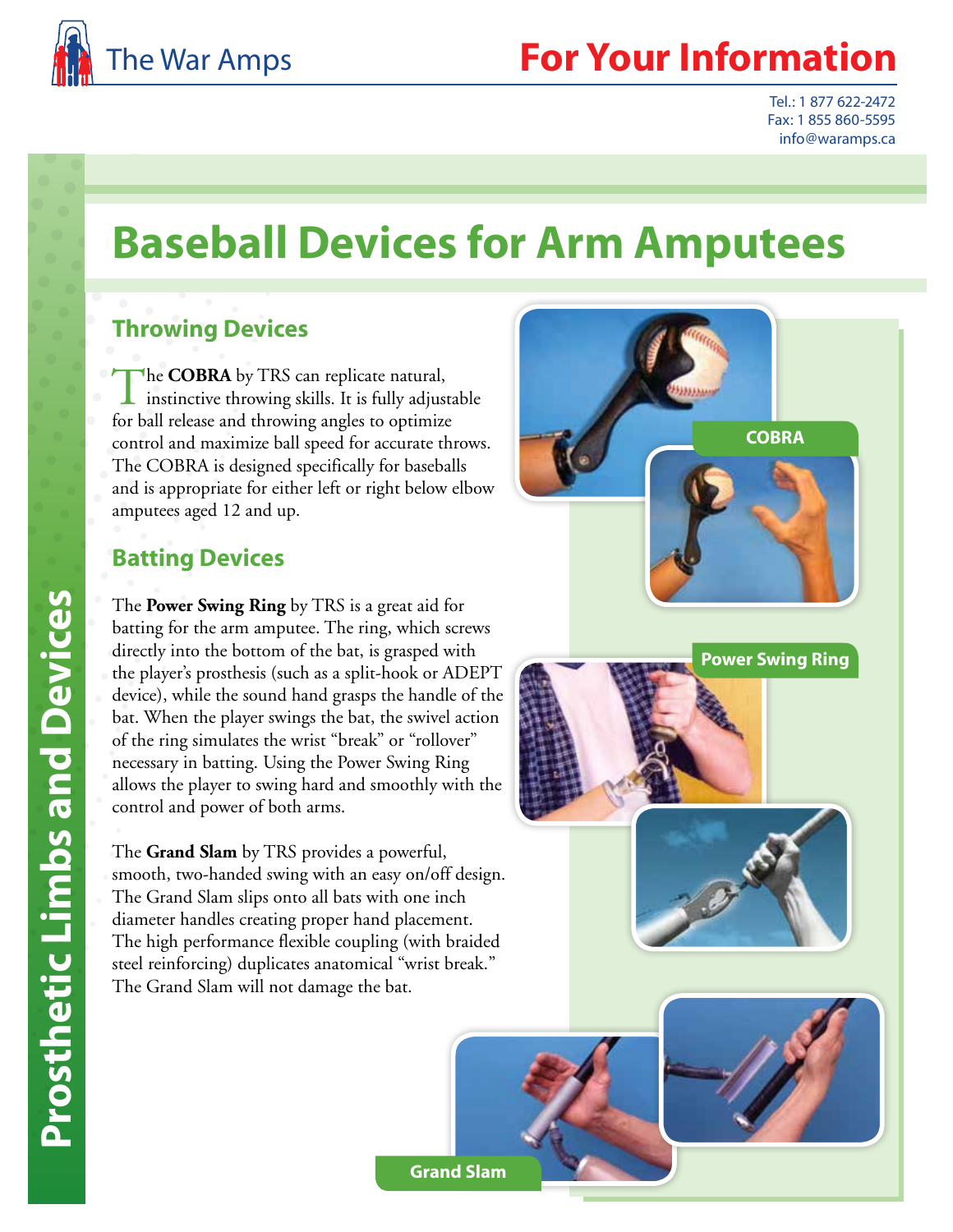The War Amps

# For Your Information

Tel.: 1 877 622-2472
Fax: 1 855 860-5595
info@waramps.ca

Prosthetic Limbs and Devices

# Baseball Devices for Arm Amputees

## Throwing Devices

The **COBRA** by TRS can replicate natural, instinctive throwing skills. It is fully adjustable for ball release and throwing angles to optimize control and maximize ball speed for accurate throws. The COBRA is designed specifically for baseballs and is appropriate for either left or right below elbow amputees aged 12 and up.

COBRA

## Batting Devices

The **Power Swing Ring** by TRS is a great aid for batting for the arm amputee. The ring, which screws directly into the bottom of the bat, is grasped with the player's prosthesis (such as a split-hook or ADEPT device), while the sound hand grasps the handle of the bat. When the player swings the bat, the swivel action of the ring simulates the wrist "break" or "rollover" necessary in batting. Using the Power Swing Ring allows the player to swing hard and smoothly with the control and power of both arms.

Power Swing Ring

The **Grand Slam** by TRS provides a powerful, smooth, two-handed swing with an easy on/off design. The Grand Slam slips onto all bats with one inch diameter handles creating proper hand placement. The high performance flexible coupling (with braided steel reinforcing) duplicates anatomical "wrist break." The Grand Slam will not damage the bat.

Grand Slam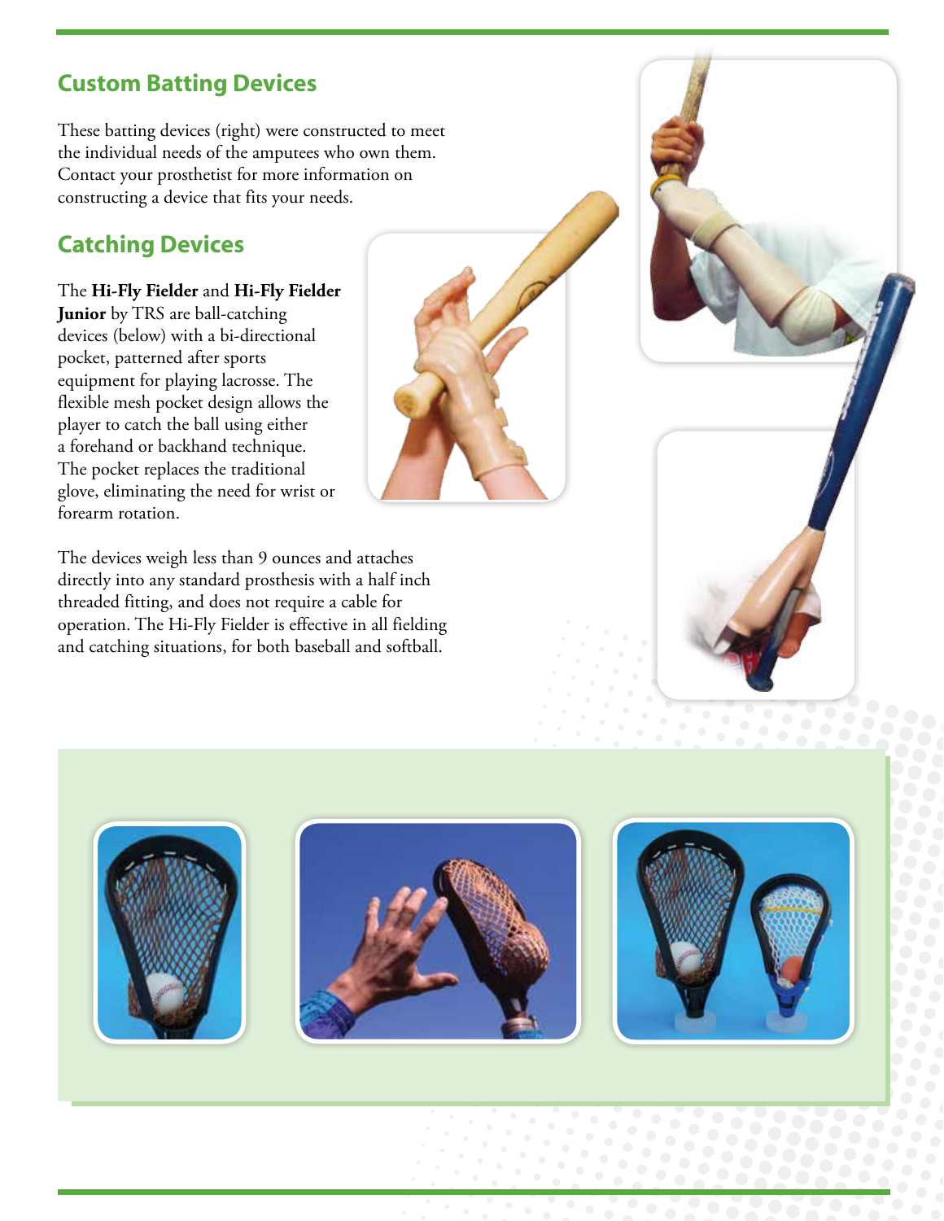## Custom Batting Devices

These batting devices (right) were constructed to meet the individual needs of the amputees who own them. Contact your prosthetist for more information on constructing a device that fits your needs.

## Catching Devices

The **Hi-Fly Fielder** and **Hi-Fly Fielder Junior** by TRS are ball-catching devices (below) with a bi-directional pocket, patterned after sports equipment for playing lacrosse. The flexible mesh pocket design allows the player to catch the ball using either a forehand or backhand technique. The pocket replaces the traditional glove, eliminating the need for wrist or forearm rotation.

The devices weigh less than 9 ounces and attaches directly into any standard prosthesis with a half inch threaded fitting, and does not require a cable for operation. The Hi-Fly Fielder is effective in all fielding and catching situations, for both baseball and softball.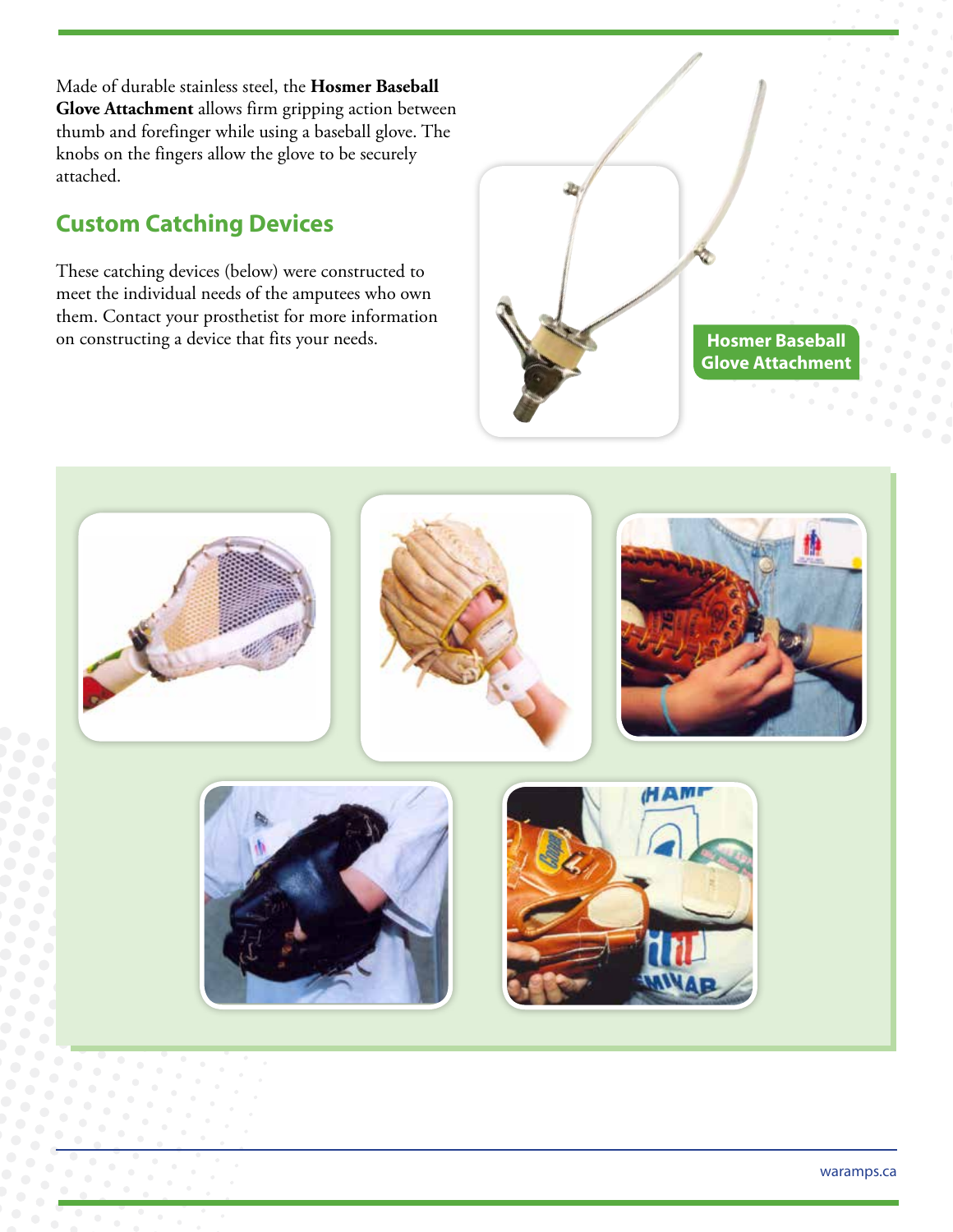Made of durable stainless steel, the **Hosmer Baseball Glove Attachment** allows firm gripping action between thumb and forefinger while using a baseball glove. The knobs on the fingers allow the glove to be securely attached.

Hosmer Baseball Glove Attachment

## Custom Catching Devices

These catching devices (below) were constructed to meet the individual needs of the amputees who own them. Contact your prosthetist for more information on constructing a device that fits your needs.